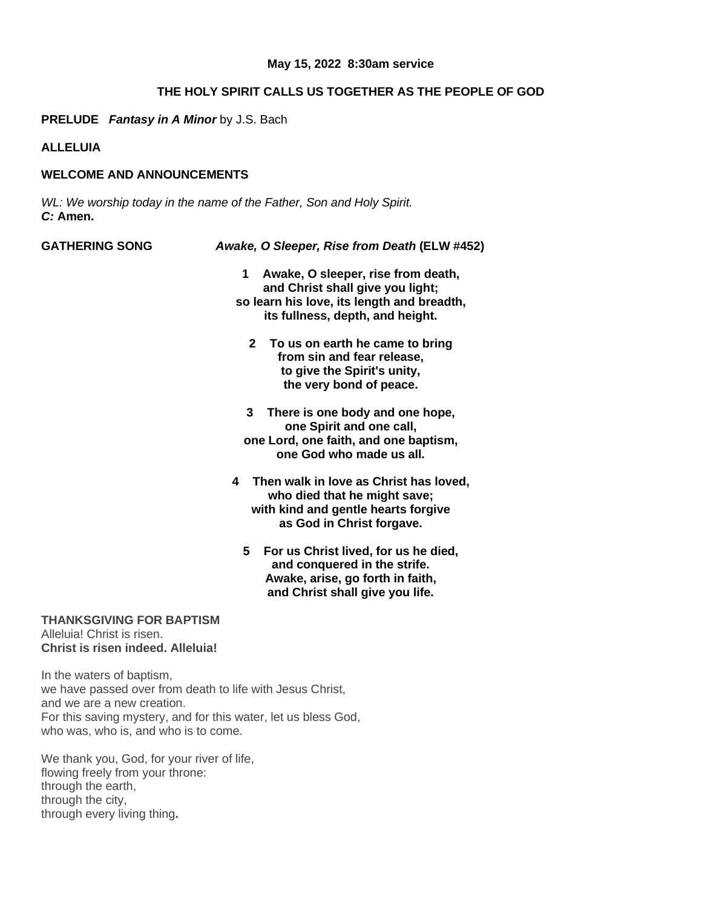**May 15, 2022 8:30am service**

**THE HOLY SPIRIT CALLS US TOGETHER AS THE PEOPLE OF GOD**

**PRELUDE** ***Fantasy in A Minor*** by J.S. Bach

**ALLELUIA**

**WELCOME AND ANNOUNCEMENTS**

*WL: We worship today in the name of the Father, Son and Holy Spirit.*
***C:*** **Amen.**

**GATHERING SONG** ***Awake, O Sleeper, Rise from Death*** **(ELW #452)**

**1 Awake, O sleeper, rise from death,**
**and Christ shall give you light;**
**so learn his love, its length and breadth,**
**its fullness, depth, and height.**

**2 To us on earth he came to bring**
**from sin and fear release,**
**to give the Spirit's unity,**
**the very bond of peace.**

**3 There is one body and one hope,**
**one Spirit and one call,**
**one Lord, one faith, and one baptism,**
**one God who made us all.**

**4 Then walk in love as Christ has loved,**
**who died that he might save;**
**with kind and gentle hearts forgive**
**as God in Christ forgave.**

**5 For us Christ lived, for us he died,**
**and conquered in the strife.**
**Awake, arise, go forth in faith,**
**and Christ shall give you life.**

**THANKSGIVING FOR BAPTISM**
Alleluia! Christ is risen.
**Christ is risen indeed. Alleluia!**

In the waters of baptism,
we have passed over from death to life with Jesus Christ,
and we are a new creation.
For this saving mystery, and for this water, let us bless God,
who was, who is, and who is to come.

We thank you, God, for your river of life,
flowing freely from your throne:
through the earth,
through the city,
through every living thing.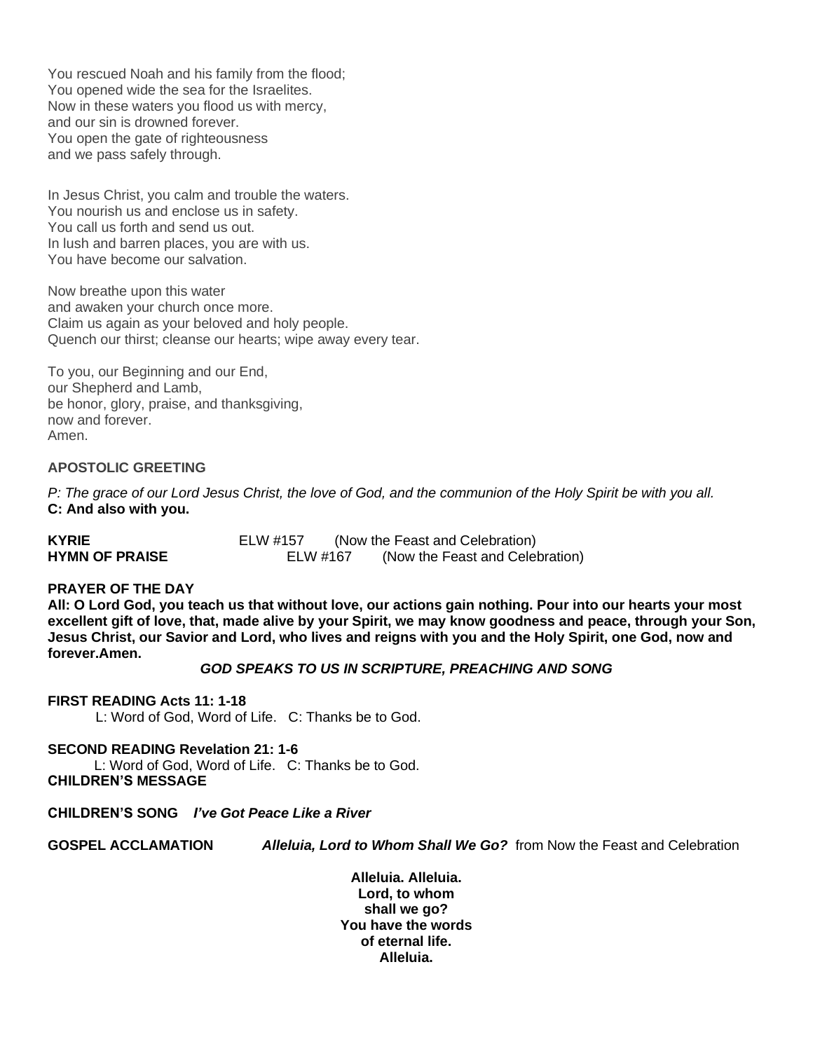You rescued Noah and his family from the flood;
You opened wide the sea for the Israelites.
Now in these waters you flood us with mercy,
and our sin is drowned forever.
You open the gate of righteousness
and we pass safely through.

In Jesus Christ, you calm and trouble the waters.
You nourish us and enclose us in safety.
You call us forth and send us out.
In lush and barren places, you are with us.
You have become our salvation.

Now breathe upon this water
and awaken your church once more.
Claim us again as your beloved and holy people.
Quench our thirst; cleanse our hearts; wipe away every tear.

To you, our Beginning and our End,
our Shepherd and Lamb,
be honor, glory, praise, and thanksgiving,
now and forever.
Amen.

**APOSTOLIC GREETING**

*P: The grace of our Lord Jesus Christ, the love of God, and the communion of the Holy Spirit be with you all.*
**C: And also with you.**

**KYRIE** ELW #157 (Now the Feast and Celebration)
**HYMN OF PRAISE** ELW #167 (Now the Feast and Celebration)

**PRAYER OF THE DAY**
**All: O Lord God, you teach us that without love, our actions gain nothing. Pour into our hearts your most excellent gift of love, that, made alive by your Spirit, we may know goodness and peace, through your Son, Jesus Christ, our Savior and Lord, who lives and reigns with you and the Holy Spirit, one God, now and forever.Amen.**

***GOD SPEAKS TO US IN SCRIPTURE, PREACHING AND SONG***

**FIRST READING Acts 11: 1-18**
L: Word of God, Word of Life. C: Thanks be to God.

**SECOND READING Revelation 21: 1-6**
L: Word of God, Word of Life. C: Thanks be to God.

**CHILDREN'S MESSAGE**

**CHILDREN'S SONG** ***I've Got Peace Like a River***

**GOSPEL ACCLAMATION** ***Alleluia, Lord to Whom Shall We Go?*** from Now the Feast and Celebration

**Alleluia. Alleluia.**
**Lord, to whom**
**shall we go?**
**You have the words**
**of eternal life.**
**Alleluia.**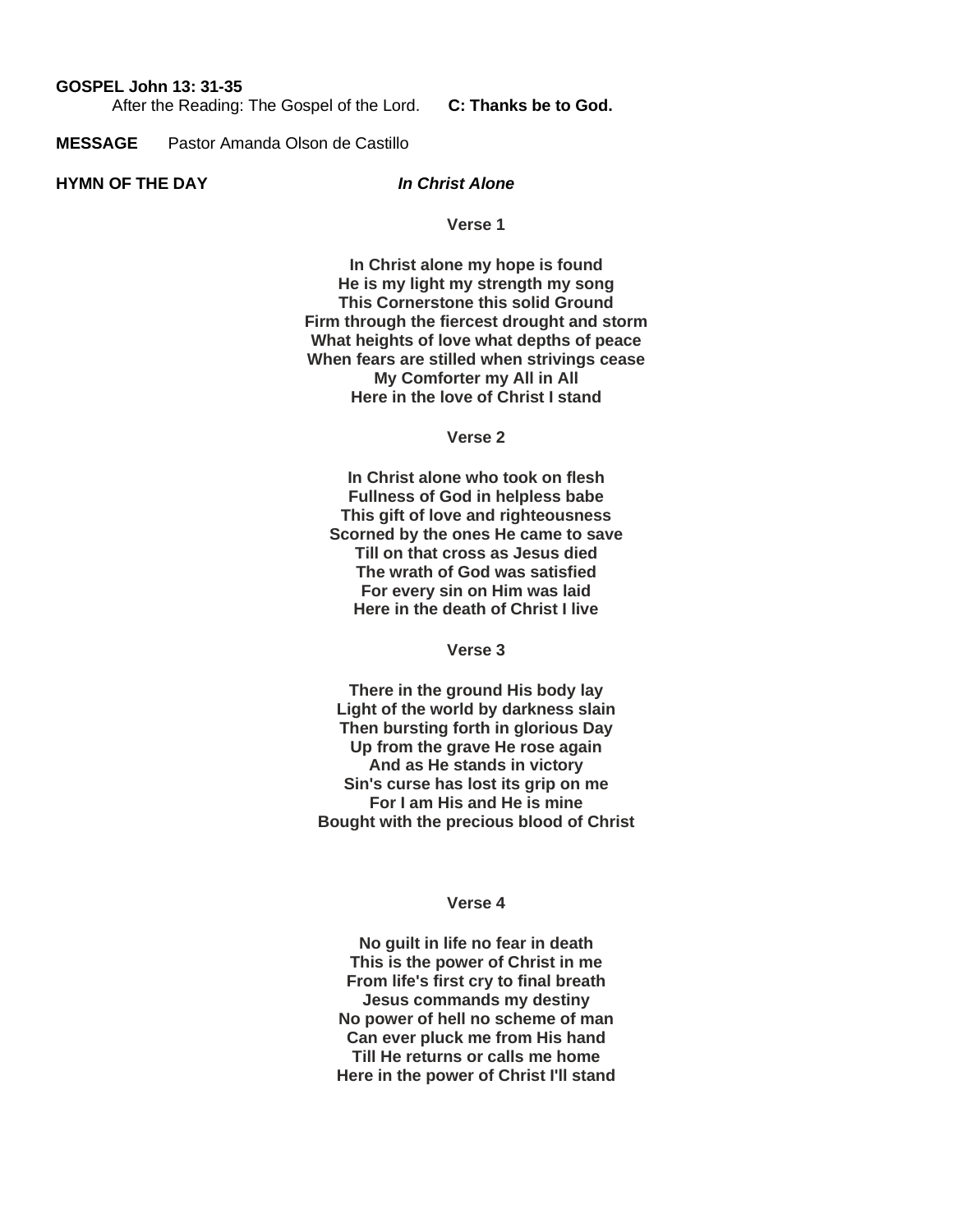**GOSPEL John 13: 31-35**

After the Reading: The Gospel of the Lord. **C: Thanks be to God.**

**MESSAGE** Pastor Amanda Olson de Castillo

**HYMN OF THE DAY** ***In Christ Alone***

**Verse 1**

**In Christ alone my hope is found**
**He is my light my strength my song**
**This Cornerstone this solid Ground**
**Firm through the fiercest drought and storm**
**What heights of love what depths of peace**
**When fears are stilled when strivings cease**
**My Comforter my All in All**
**Here in the love of Christ I stand**

**Verse 2**

**In Christ alone who took on flesh**
**Fullness of God in helpless babe**
**This gift of love and righteousness**
**Scorned by the ones He came to save**
**Till on that cross as Jesus died**
**The wrath of God was satisfied**
**For every sin on Him was laid**
**Here in the death of Christ I live**

**Verse 3**

**There in the ground His body lay**
**Light of the world by darkness slain**
**Then bursting forth in glorious Day**
**Up from the grave He rose again**
**And as He stands in victory**
**Sin's curse has lost its grip on me**
**For I am His and He is mine**
**Bought with the precious blood of Christ**

**Verse 4**

**No guilt in life no fear in death**
**This is the power of Christ in me**
**From life's first cry to final breath**
**Jesus commands my destiny**
**No power of hell no scheme of man**
**Can ever pluck me from His hand**
**Till He returns or calls me home**
**Here in the power of Christ I'll stand**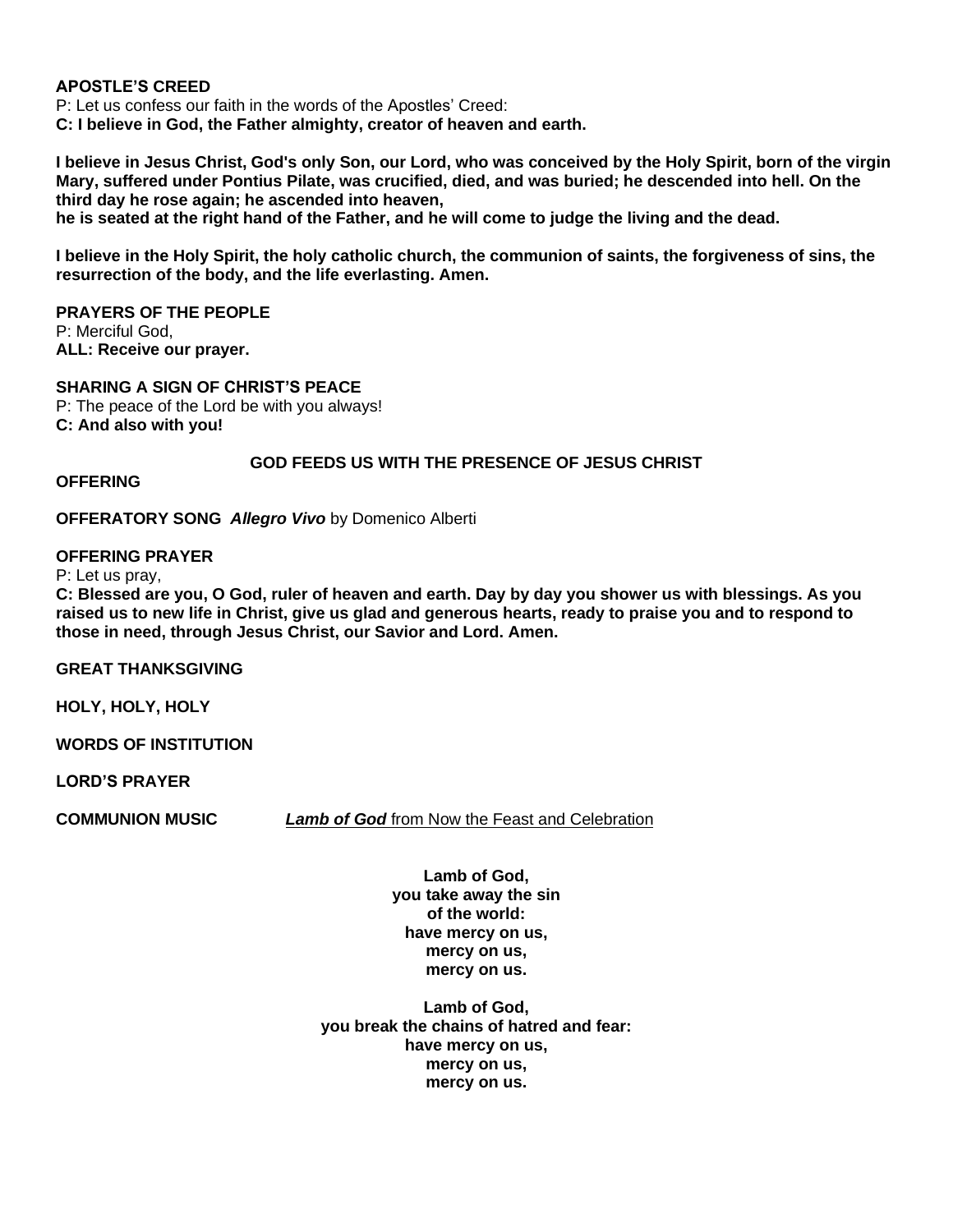**APOSTLE'S CREED**

P: Let us confess our faith in the words of the Apostles' Creed:
**C: I believe in God, the Father almighty, creator of heaven and earth.**

**I believe in Jesus Christ, God's only Son, our Lord, who was conceived by the Holy Spirit, born of the virgin Mary, suffered under Pontius Pilate, was crucified, died, and was buried; he descended into hell. On the third day he rose again; he ascended into heaven,**
**he is seated at the right hand of the Father, and he will come to judge the living and the dead.**

**I believe in the Holy Spirit, the holy catholic church, the communion of saints, the forgiveness of sins, the resurrection of the body, and the life everlasting. Amen.**

**PRAYERS OF THE PEOPLE**

P: Merciful God,
**ALL: Receive our prayer.**

**SHARING A SIGN OF CHRIST'S PEACE**

P: The peace of the Lord be with you always!
**C: And also with you!**

**GOD FEEDS US WITH THE PRESENCE OF JESUS CHRIST**

**OFFERING**

**OFFERATORY SONG** ***Allegro Vivo*** by Domenico Alberti

**OFFERING PRAYER**

P: Let us pray,
**C: Blessed are you, O God, ruler of heaven and earth. Day by day you shower us with blessings. As you raised us to new life in Christ, give us glad and generous hearts, ready to praise you and to respond to those in need, through Jesus Christ, our Savior and Lord. Amen.**

**GREAT THANKSGIVING**

**HOLY, HOLY, HOLY**

**WORDS OF INSTITUTION**

**LORD'S PRAYER**

**COMMUNION MUSIC** ***Lamb of God*** from Now the Feast and Celebration

**Lamb of God,**
**you take away the sin**
**of the world:**
**have mercy on us,**
**mercy on us,**
**mercy on us.**

**Lamb of God,**
**you break the chains of hatred and fear:**
**have mercy on us,**
**mercy on us,**
**mercy on us.**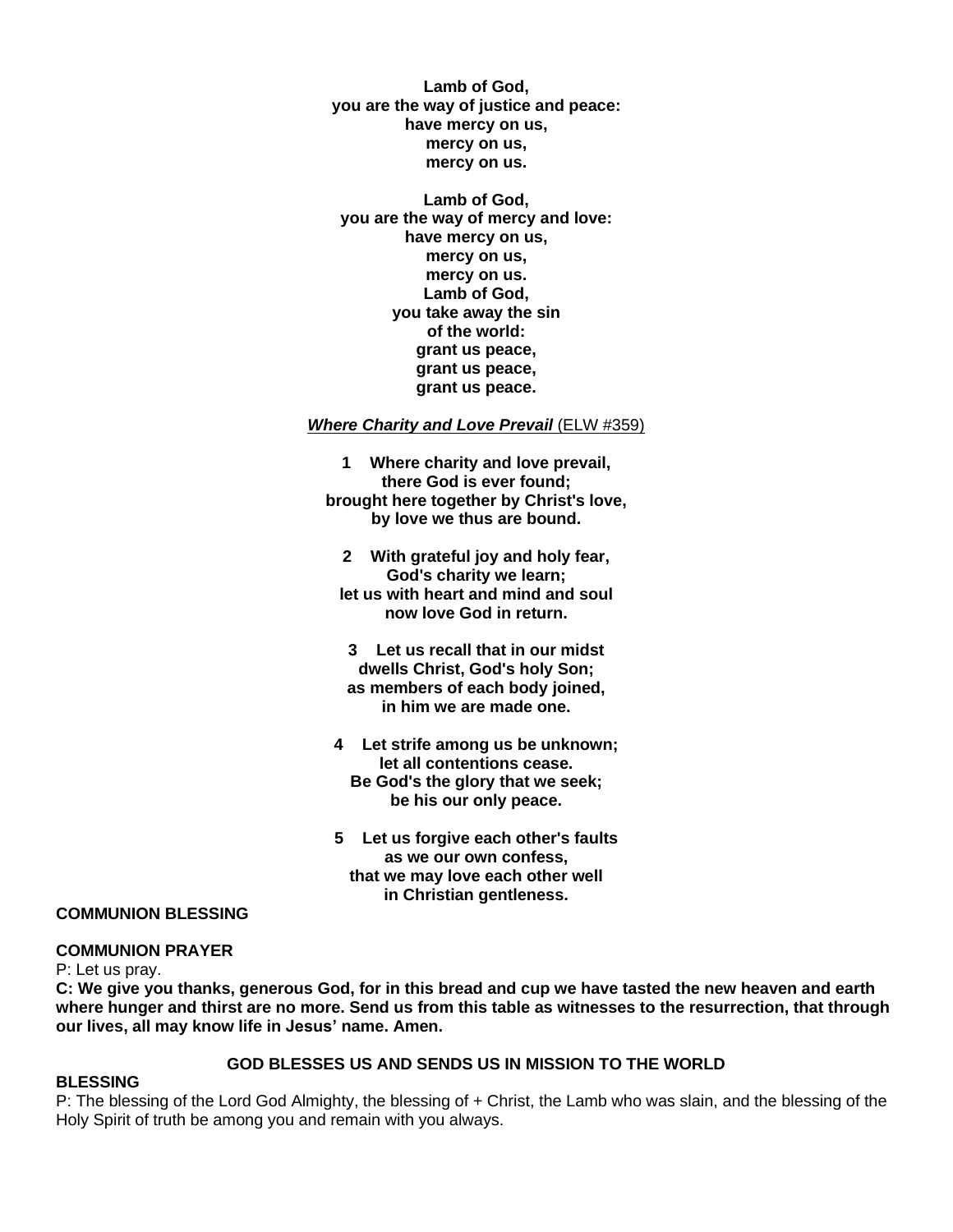**Lamb of God,**
**you are the way of justice and peace:**
**have mercy on us,**
**mercy on us,**
**mercy on us.**

**Lamb of God,**
**you are the way of mercy and love:**
**have mercy on us,**
**mercy on us,**
**mercy on us.**
**Lamb of God,**
**you take away the sin**
**of the world:**
**grant us peace,**
**grant us peace,**
**grant us peace.**

***Where Charity and Love Prevail*** (ELW #359)

**1 Where charity and love prevail,**
**there God is ever found;**
**brought here together by Christ's love,**
**by love we thus are bound.**

**2 With grateful joy and holy fear,**
**God's charity we learn;**
**let us with heart and mind and soul**
**now love God in return.**

**3 Let us recall that in our midst**
**dwells Christ, God's holy Son;**
**as members of each body joined,**
**in him we are made one.**

**4 Let strife among us be unknown;**
**let all contentions cease.**
**Be God's the glory that we seek;**
**be his our only peace.**

**5 Let us forgive each other's faults**
**as we our own confess,**
**that we may love each other well**
**in Christian gentleness.**

**COMMUNION BLESSING**

**COMMUNION PRAYER**

P: Let us pray.

**C: We give you thanks, generous God, for in this bread and cup we have tasted the new heaven and earth where hunger and thirst are no more. Send us from this table as witnesses to the resurrection, that through our lives, all may know life in Jesus' name. Amen.**

## GOD BLESSES US AND SENDS US IN MISSION TO THE WORLD

**BLESSING**

P: The blessing of the Lord God Almighty, the blessing of + Christ, the Lamb who was slain, and the blessing of the Holy Spirit of truth be among you and remain with you always.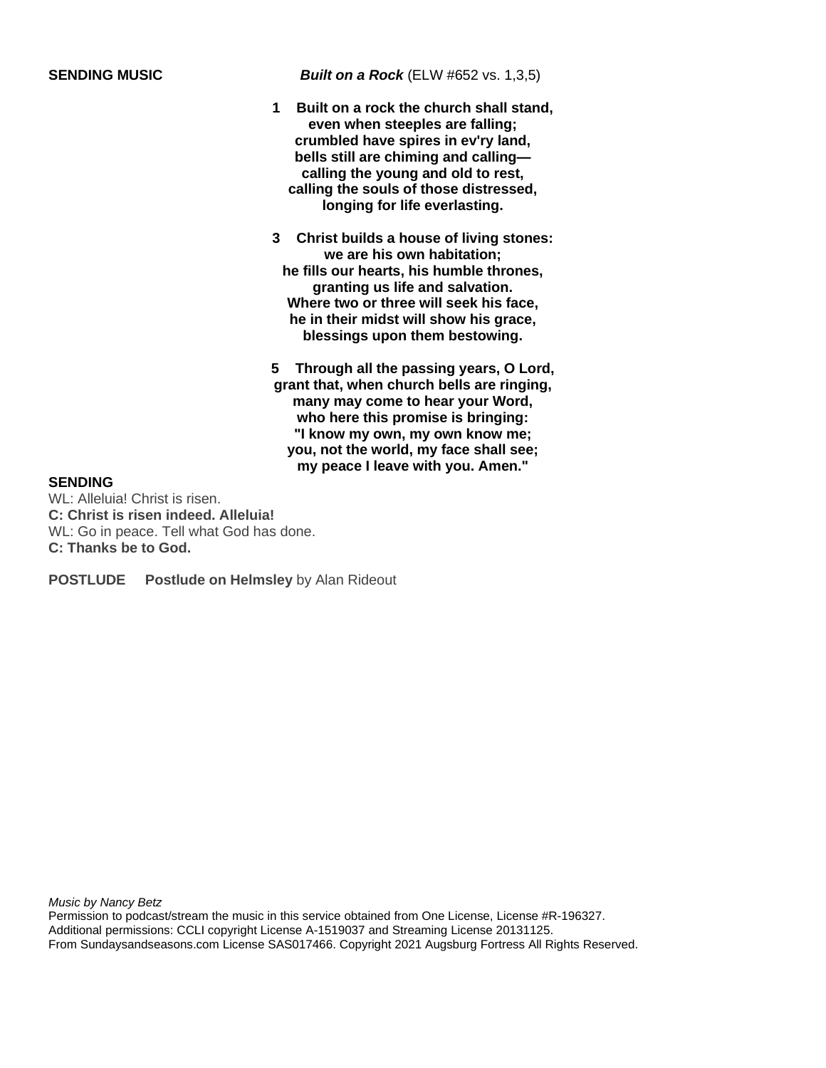**SENDING MUSIC** ***Built on a Rock*** (ELW #652 vs. 1,3,5)

**1 Built on a rock the church shall stand,**
**even when steeples are falling;**
**crumbled have spires in ev'ry land,**
**bells still are chiming and calling—**
**calling the young and old to rest,**
**calling the souls of those distressed,**
**longing for life everlasting.**

**3 Christ builds a house of living stones:**
**we are his own habitation;**
**he fills our hearts, his humble thrones,**
**granting us life and salvation.**
**Where two or three will seek his face,**
**he in their midst will show his grace,**
**blessings upon them bestowing.**

**5 Through all the passing years, O Lord,**
**grant that, when church bells are ringing,**
**many may come to hear your Word,**
**who here this promise is bringing:**
**"I know my own, my own know me;**
**you, not the world, my face shall see;**
**my peace I leave with you. Amen."**

**SENDING**

WL: Alleluia! Christ is risen.
**C: Christ is risen indeed. Alleluia!**
WL: Go in peace. Tell what God has done.
**C: Thanks be to God.**

**POSTLUDE** **Postlude on Helmsley** by Alan Rideout

*Music by Nancy Betz*
Permission to podcast/stream the music in this service obtained from One License, License #R-196327.
Additional permissions: CCLI copyright License A-1519037 and Streaming License 20131125.
From Sundaysandseasons.com License SAS017466. Copyright 2021 Augsburg Fortress All Rights Reserved.